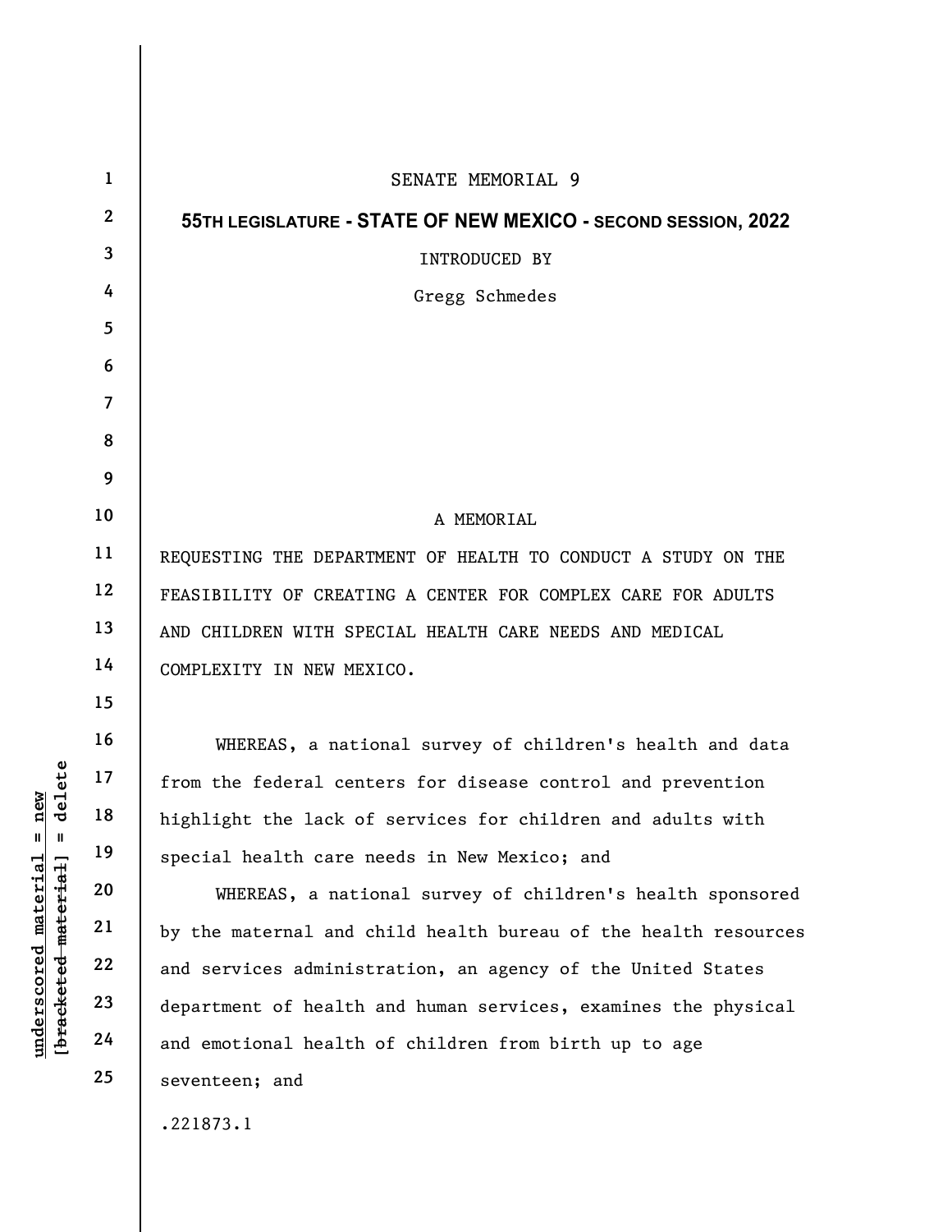SENATE MEMORIAL 9

**55TH LEGISLATURE - STATE OF NEW MEXICO - SECOND SESSION, 2022**

INTRODUCED BY

Gregg Schmedes

A MEMORIAL

REQUESTING THE DEPARTMENT OF HEALTH TO CONDUCT A STUDY ON THE FEASIBILITY OF CREATING A CENTER FOR COMPLEX CARE FOR ADULTS AND CHILDREN WITH SPECIAL HEALTH CARE NEEDS AND MEDICAL COMPLEXITY IN NEW MEXICO.

WHEREAS, a national survey of children's health and data from the federal centers for disease control and prevention highlight the lack of services for children and adults with special health care needs in New Mexico; and

WHEREAS, a national survey of children's health sponsored by the maternal and child health bureau of the health resources and services administration, an agency of the United States department of health and human services, examines the physical and emotional health of children from birth up to age seventeen; and

.221873.1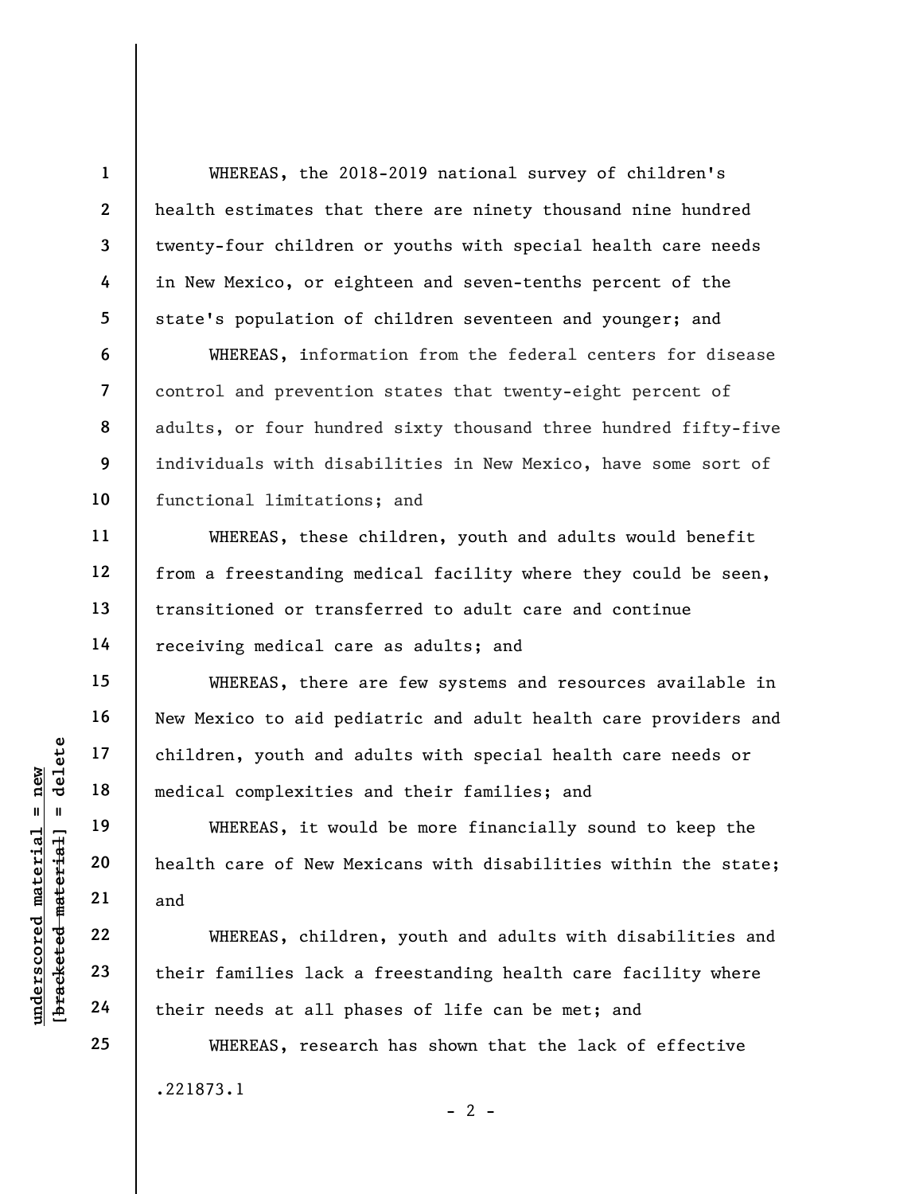WHEREAS, the 2018-2019 national survey of children's health estimates that there are ninety thousand nine hundred twenty-four children or youths with special health care needs in New Mexico, or eighteen and seven-tenths percent of the state's population of children seventeen and younger; and

WHEREAS, information from the federal centers for disease control and prevention states that twenty-eight percent of adults, or four hundred sixty thousand three hundred fifty-five individuals with disabilities in New Mexico, have some sort of functional limitations; and

WHEREAS, these children, youth and adults would benefit from a freestanding medical facility where they could be seen, transitioned or transferred to adult care and continue receiving medical care as adults; and

WHEREAS, there are few systems and resources available in New Mexico to aid pediatric and adult health care providers and children, youth and adults with special health care needs or medical complexities and their families; and

WHEREAS, it would be more financially sound to keep the health care of New Mexicans with disabilities within the state; and

WHEREAS, children, youth and adults with disabilities and their families lack a freestanding health care facility where their needs at all phases of life can be met; and

WHEREAS, research has shown that the lack of effective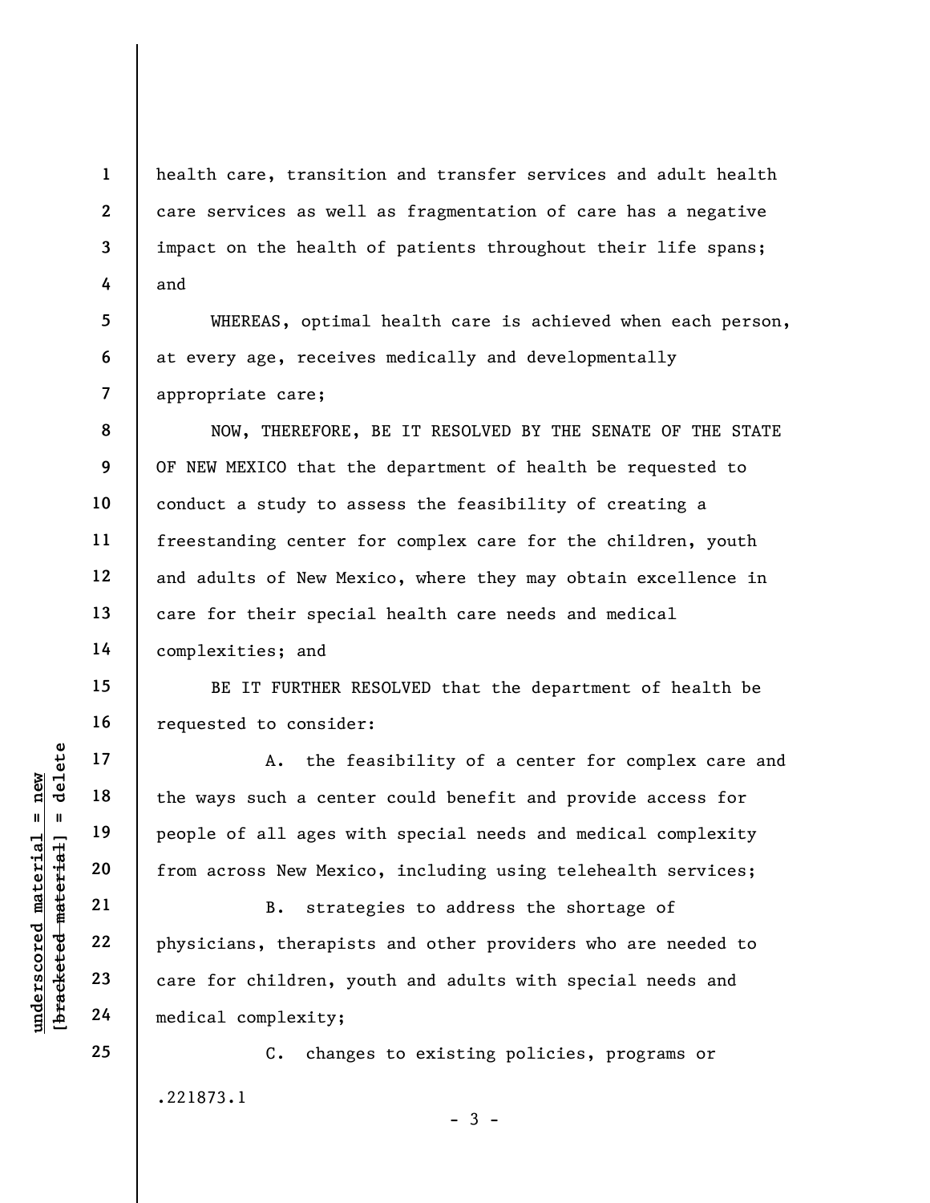health care, transition and transfer services and adult health care services as well as fragmentation of care has a negative impact on the health of patients throughout their life spans; and

WHEREAS, optimal health care is achieved when each person, at every age, receives medically and developmentally appropriate care;

NOW, THEREFORE, BE IT RESOLVED BY THE SENATE OF THE STATE OF NEW MEXICO that the department of health be requested to conduct a study to assess the feasibility of creating a freestanding center for complex care for the children, youth and adults of New Mexico, where they may obtain excellence in care for their special health care needs and medical complexities; and

BE IT FURTHER RESOLVED that the department of health be requested to consider:

A. the feasibility of a center for complex care and the ways such a center could benefit and provide access for people of all ages with special needs and medical complexity from across New Mexico, including using telehealth services;

B. strategies to address the shortage of physicians, therapists and other providers who are needed to care for children, youth and adults with special needs and medical complexity;

C. changes to existing policies, programs or

.221873.1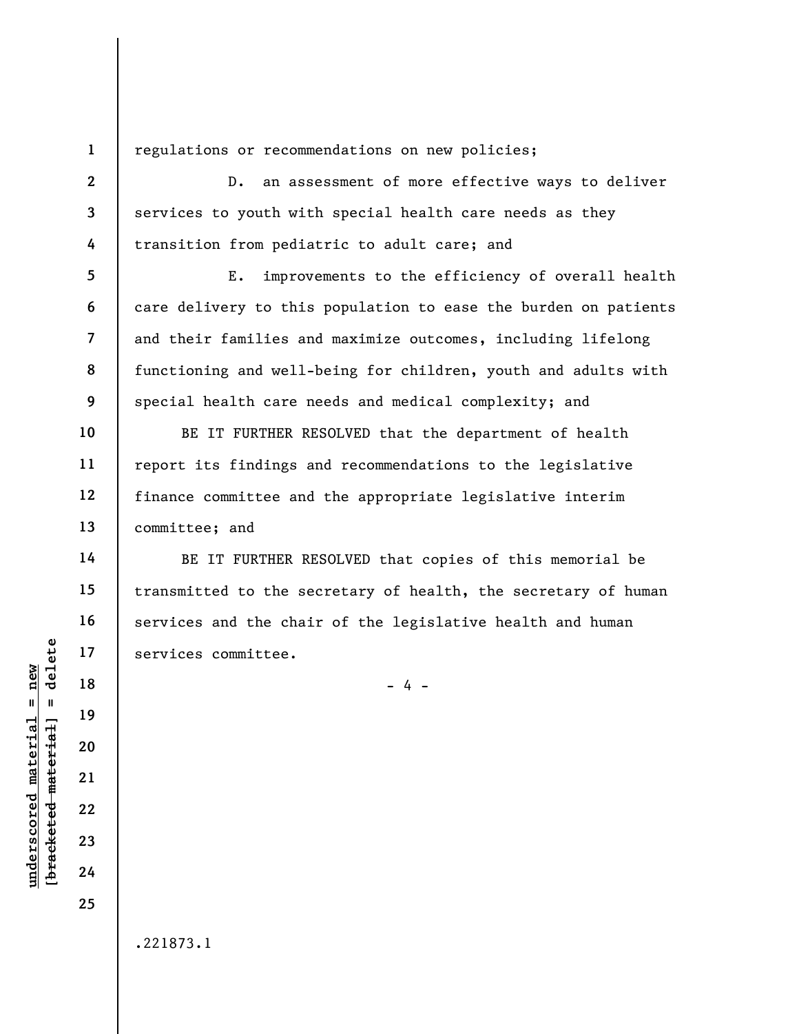regulations or recommendations on new policies;

D. an assessment of more effective ways to deliver services to youth with special health care needs as they transition from pediatric to adult care; and

E. improvements to the efficiency of overall health care delivery to this population to ease the burden on patients and their families and maximize outcomes, including lifelong functioning and well-being for children, youth and adults with special health care needs and medical complexity; and

BE IT FURTHER RESOLVED that the department of health report its findings and recommendations to the legislative finance committee and the appropriate legislative interim committee; and

BE IT FURTHER RESOLVED that copies of this memorial be transmitted to the secretary of health, the secretary of human services and the chair of the legislative health and human services committee.